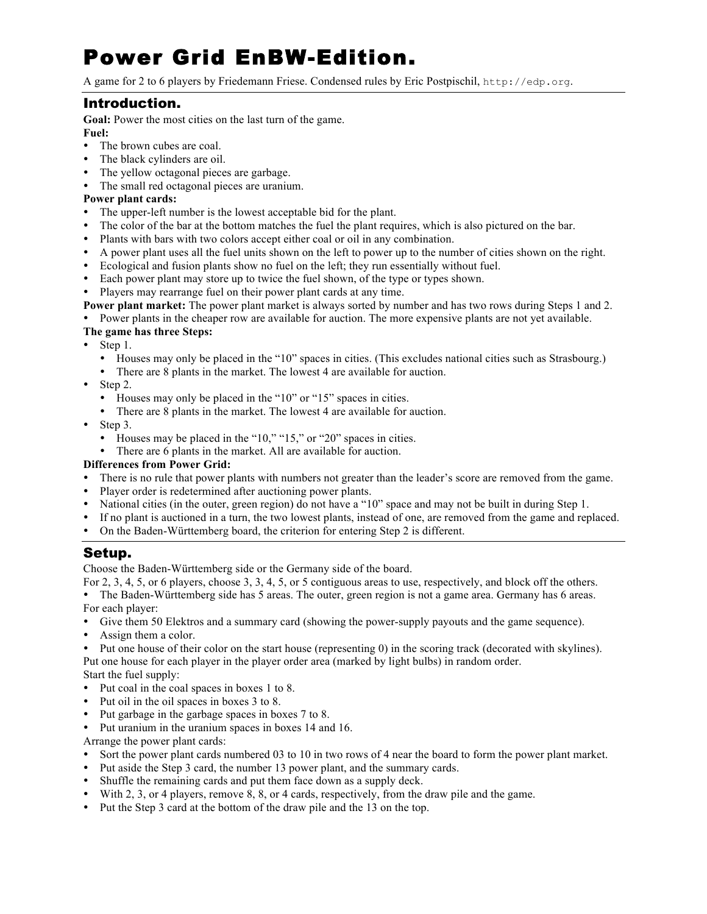# Power Grid EnBW-Edition.

A game for 2 to 6 players by Friedemann Friese. Condensed rules by Eric Postpischil, `http://edp.org`.

## Introduction.

**Goal:** Power the most cities on the last turn of the game.

**Fuel:**

- The brown cubes are coal.
- The black cylinders are oil.
- The yellow octagonal pieces are garbage.
- The small red octagonal pieces are uranium.

**Power plant cards:**

- The upper-left number is the lowest acceptable bid for the plant.
- The color of the bar at the bottom matches the fuel the plant requires, which is also pictured on the bar.
- Plants with bars with two colors accept either coal or oil in any combination.
- A power plant uses all the fuel units shown on the left to power up to the number of cities shown on the right.
- Ecological and fusion plants show no fuel on the left; they run essentially without fuel.
- Each power plant may store up to twice the fuel shown, of the type or types shown.
- Players may rearrange fuel on their power plant cards at any time.

**Power plant market:** The power plant market is always sorted by number and has two rows during Steps 1 and 2.

- Power plants in the cheaper row are available for auction. The more expensive plants are not yet available.

**The game has three Steps:**

- Step 1.
  - Houses may only be placed in the "10" spaces in cities. (This excludes national cities such as Strasbourg.)
  - There are 8 plants in the market. The lowest 4 are available for auction.
- Step 2.
  - Houses may only be placed in the "10" or "15" spaces in cities.
  - There are 8 plants in the market. The lowest 4 are available for auction.
- Step 3.
  - Houses may be placed in the "10," "15," or "20" spaces in cities.
  - There are 6 plants in the market. All are available for auction.

**Differences from Power Grid:**

- There is no rule that power plants with numbers not greater than the leader's score are removed from the game.
- Player order is redetermined after auctioning power plants.
- National cities (in the outer, green region) do not have a "10" space and may not be built in during Step 1.
- If no plant is auctioned in a turn, the two lowest plants, instead of one, are removed from the game and replaced.
- On the Baden-Württemberg board, the criterion for entering Step 2 is different.

## Setup.

Choose the Baden-Württemberg side or the Germany side of the board.

For 2, 3, 4, 5, or 6 players, choose 3, 3, 4, 5, or 5 contiguous areas to use, respectively, and block off the others.

- The Baden-Württemberg side has 5 areas. The outer, green region is not a game area. Germany has 6 areas.

For each player:

- Give them 50 Elektros and a summary card (showing the power-supply payouts and the game sequence).
- Assign them a color.
- Put one house of their color on the start house (representing 0) in the scoring track (decorated with skylines).

Put one house for each player in the player order area (marked by light bulbs) in random order.

Start the fuel supply:

- Put coal in the coal spaces in boxes 1 to 8.
- Put oil in the oil spaces in boxes 3 to 8.
- Put garbage in the garbage spaces in boxes 7 to 8.
- Put uranium in the uranium spaces in boxes 14 and 16.

Arrange the power plant cards:

- Sort the power plant cards numbered 03 to 10 in two rows of 4 near the board to form the power plant market.
- Put aside the Step 3 card, the number 13 power plant, and the summary cards.
- Shuffle the remaining cards and put them face down as a supply deck.
- With 2, 3, or 4 players, remove 8, 8, or 4 cards, respectively, from the draw pile and the game.
- Put the Step 3 card at the bottom of the draw pile and the 13 on the top.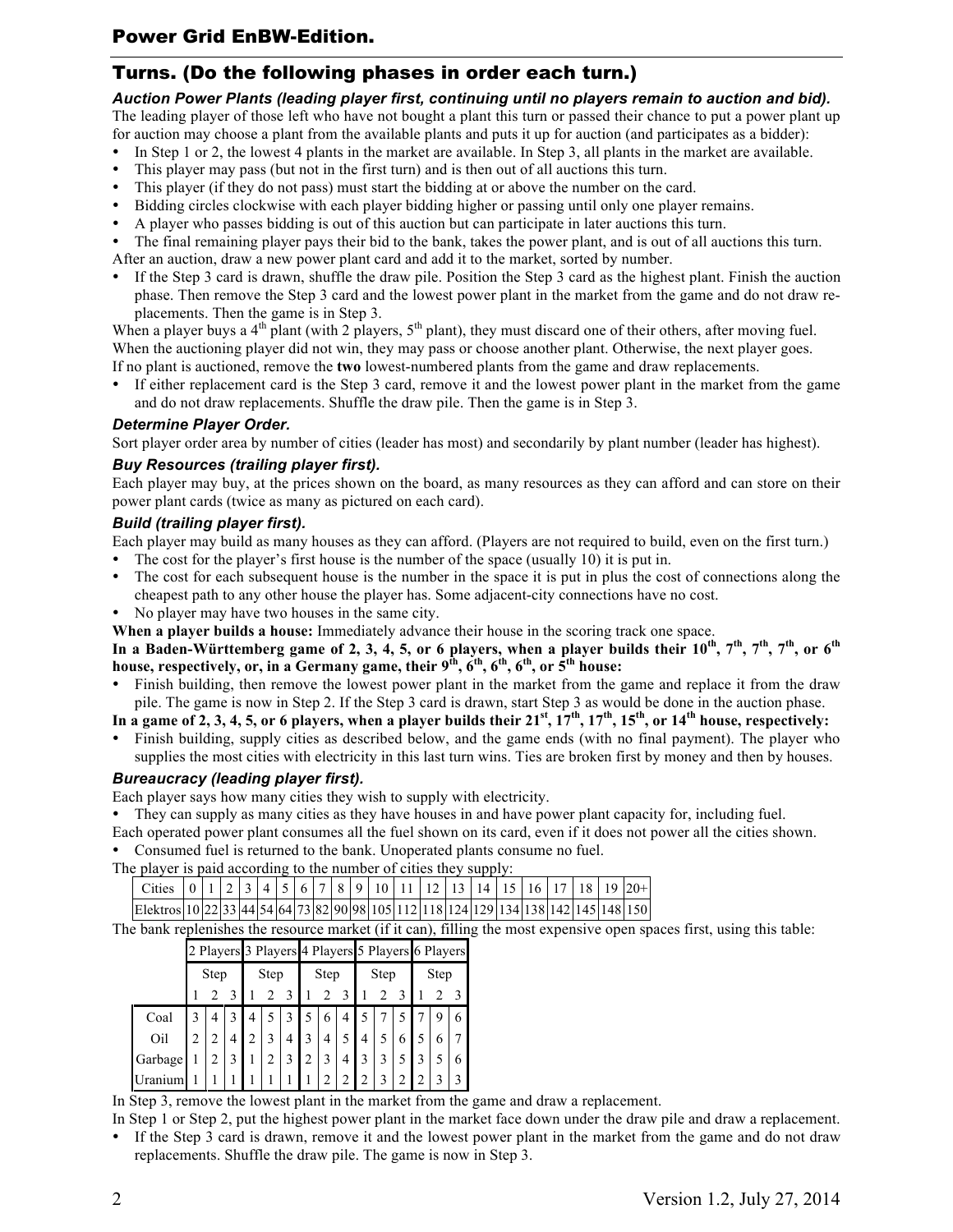## Power Grid EnBW-Edition.

## Turns. (Do the following phases in order each turn.)

### *Auction Power Plants (leading player first, continuing until no players remain to auction and bid).*

The leading player of those left who have not bought a plant this turn or passed their chance to put a power plant up for auction may choose a plant from the available plants and puts it up for auction (and participates as a bidder):

- In Step 1 or 2, the lowest 4 plants in the market are available. In Step 3, all plants in the market are available.
- This player may pass (but not in the first turn) and is then out of all auctions this turn.
- This player (if they do not pass) must start the bidding at or above the number on the card.
- Bidding circles clockwise with each player bidding higher or passing until only one player remains.
- A player who passes bidding is out of this auction but can participate in later auctions this turn.
- The final remaining player pays their bid to the bank, takes the power plant, and is out of all auctions this turn.

After an auction, draw a new power plant card and add it to the market, sorted by number.

- If the Step 3 card is drawn, shuffle the draw pile. Position the Step 3 card as the highest plant. Finish the auction phase. Then remove the Step 3 card and the lowest power plant in the market from the game and do not draw replacements. Then the game is in Step 3.

When a player buys a 4th plant (with 2 players, 5th plant), they must discard one of their others, after moving fuel.
When the auctioning player did not win, they may pass or choose another plant. Otherwise, the next player goes.
If no plant is auctioned, remove the **two** lowest-numbered plants from the game and draw replacements.

- If either replacement card is the Step 3 card, remove it and the lowest power plant in the market from the game and do not draw replacements. Shuffle the draw pile. Then the game is in Step 3.

### *Determine Player Order.*

Sort player order area by number of cities (leader has most) and secondarily by plant number (leader has highest).

### *Buy Resources (trailing player first).*

Each player may buy, at the prices shown on the board, as many resources as they can afford and can store on their power plant cards (twice as many as pictured on each card).

### *Build (trailing player first).*

Each player may build as many houses as they can afford. (Players are not required to build, even on the first turn.)

- The cost for the player's first house is the number of the space (usually 10) it is put in.
- The cost for each subsequent house is the number in the space it is put in plus the cost of connections along the cheapest path to any other house the player has. Some adjacent-city connections have no cost.
- No player may have two houses in the same city.

**When a player builds a house:** Immediately advance their house in the scoring track one space.

**In a Baden-Württemberg game of 2, 3, 4, 5, or 6 players, when a player builds their 10th, 7th, 7th, 7th, or 6th house, respectively, or, in a Germany game, their 9th, 6th, 6th, 6th, or 5th house:**

- Finish building, then remove the lowest power plant in the market from the game and replace it from the draw pile. The game is now in Step 2. If the Step 3 card is drawn, start Step 3 as would be done in the auction phase.

**In a game of 2, 3, 4, 5, or 6 players, when a player builds their 21st, 17th, 17th, 15th, or 14th house, respectively:**

- Finish building, supply cities as described below, and the game ends (with no final payment). The player who supplies the most cities with electricity in this last turn wins. Ties are broken first by money and then by houses.

### *Bureaucracy (leading player first).*

Each player says how many cities they wish to supply with electricity.

- They can supply as many cities as they have houses in and have power plant capacity for, including fuel.

Each operated power plant consumes all the fuel shown on its card, even if it does not power all the cities shown.

- Consumed fuel is returned to the bank. Unoperated plants consume no fuel.

The player is paid according to the number of cities they supply:

| Cities | 0 | 1 | 2 | 3 | 4 | 5 | 6 | 7 | 8 | 9 | 10 | 11 | 12 | 13 | 14 | 15 | 16 | 17 | 18 | 19 | 20+ |
|---|---|---|---|---|---|---|---|---|---|---|---|---|---|---|---|---|---|---|---|---|---|
| Elektros | 10 | 22 | 33 | 44 | 54 | 64 | 73 | 82 | 90 | 98 | 105 | 112 | 118 | 124 | 129 | 134 | 138 | 142 | 145 | 148 | 150 |

The bank replenishes the resource market (if it can), filling the most expensive open spaces first, using this table:

| | 2 Players | | | 3 Players | | | 4 Players | | | 5 Players | | | 6 Players | | |
|---|---|---|---|---|---|---|---|---|---|---|---|---|---|---|---|
| | Step | | | Step | | | Step | | | Step | | | Step | | |
| | 1 | 2 | 3 | 1 | 2 | 3 | 1 | 2 | 3 | 1 | 2 | 3 | 1 | 2 | 3 |
| Coal | 3 | 4 | 3 | 4 | 5 | 3 | 5 | 6 | 4 | 5 | 7 | 5 | 7 | 9 | 6 |
| Oil | 2 | 2 | 4 | 2 | 3 | 4 | 3 | 4 | 5 | 4 | 5 | 6 | 5 | 6 | 7 |
| Garbage | 1 | 2 | 3 | 1 | 2 | 3 | 2 | 3 | 4 | 3 | 3 | 5 | 3 | 5 | 6 |
| Uranium | 1 | 1 | 1 | 1 | 1 | 1 | 1 | 2 | 2 | 2 | 3 | 2 | 2 | 3 | 3 |

In Step 3, remove the lowest plant in the market from the game and draw a replacement.
In Step 1 or Step 2, put the highest power plant in the market face down under the draw pile and draw a replacement.

- If the Step 3 card is drawn, remove it and the lowest power plant in the market from the game and do not draw replacements. Shuffle the draw pile. The game is now in Step 3.

Version 1.2, July 27, 2014